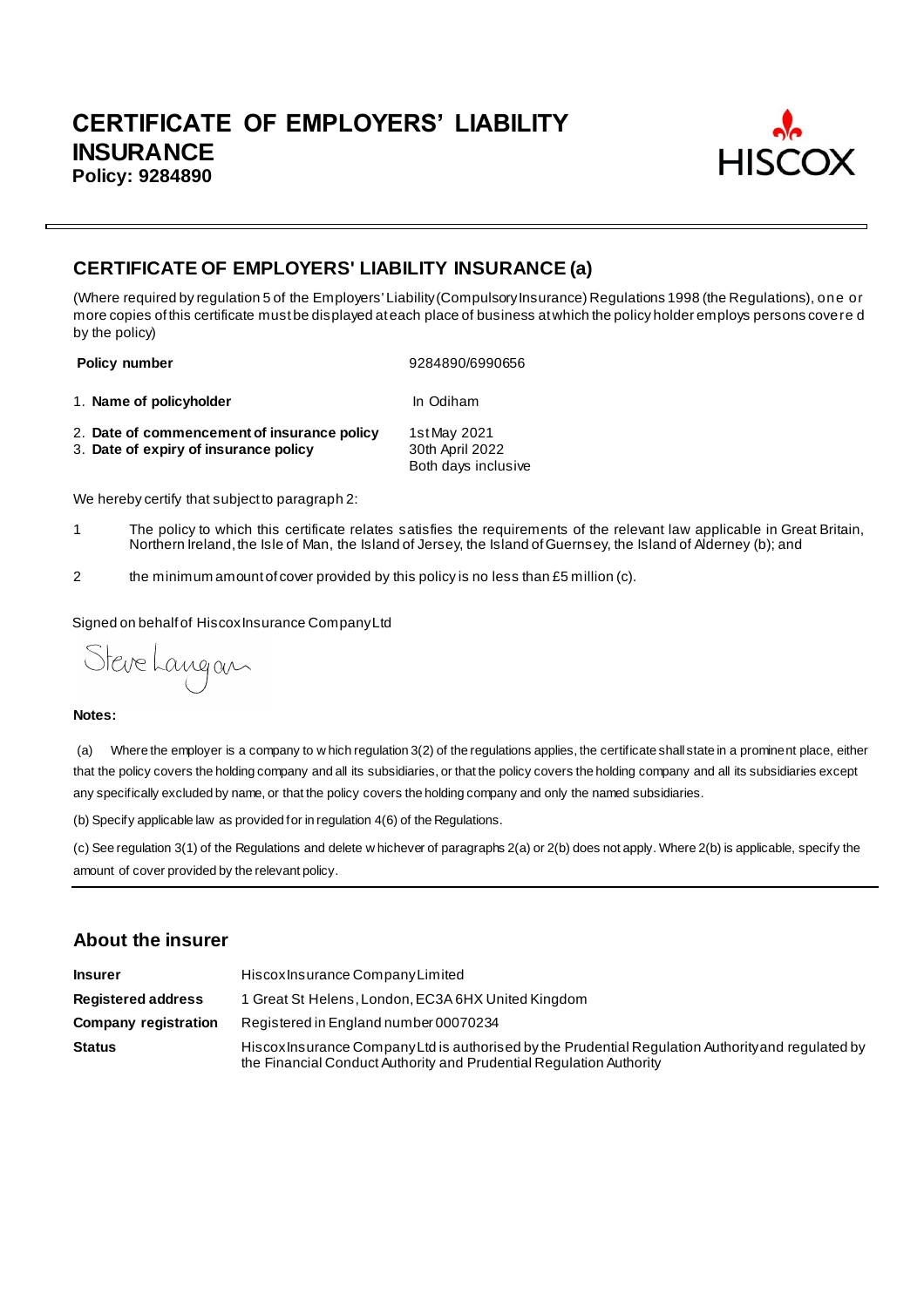# CERTIFICATE OF EMPLOYERS' LIABILITY INSURANCE

**Policy: 9284890**

HISCOX

## CERTIFICATE OF EMPLOYERS' LIABILITY INSURANCE (a)

(Where required by regulation 5 of the Employers' Liability (Compulsory Insurance) Regulations 1998 (the Regulations), one or more copies of this certificate must be displayed at each place of business at which the policy holder employs persons covered by the policy)

**Policy number** 9284890/6990656

1. **Name of policyholder** In Odiham

2. **Date of commencement of insurance policy** 1st May 2021
3. **Date of expiry of insurance policy** 30th April 2022
   Both days inclusive

We hereby certify that subject to paragraph 2:

1 The policy to which this certificate relates satisfies the requirements of the relevant law applicable in Great Britain, Northern Ireland, the Isle of Man, the Island of Jersey, the Island of Guernsey, the Island of Alderney (b); and

2 the minimum amount of cover provided by this policy is no less than £5 million (c).

Signed on behalf of Hiscox Insurance Company Ltd

Steve Langan

**Notes:**

(a) Where the employer is a company to which regulation 3(2) of the regulations applies, the certificate shall state in a prominent place, either that the policy covers the holding company and all its subsidiaries, or that the policy covers the holding company and all its subsidiaries except any specifically excluded by name, or that the policy covers the holding company and only the named subsidiaries.

(b) Specify applicable law as provided for in regulation 4(6) of the Regulations.

(c) See regulation 3(1) of the Regulations and delete whichever of paragraphs 2(a) or 2(b) does not apply. Where 2(b) is applicable, specify the amount of cover provided by the relevant policy.

## About the insurer

| | |
|---|---|
| **Insurer** | Hiscox Insurance Company Limited |
| **Registered address** | 1 Great St Helens, London, EC3A 6HX United Kingdom |
| **Company registration** | Registered in England number 00070234 |
| **Status** | Hiscox Insurance Company Ltd is authorised by the Prudential Regulation Authority and regulated by the Financial Conduct Authority and Prudential Regulation Authority |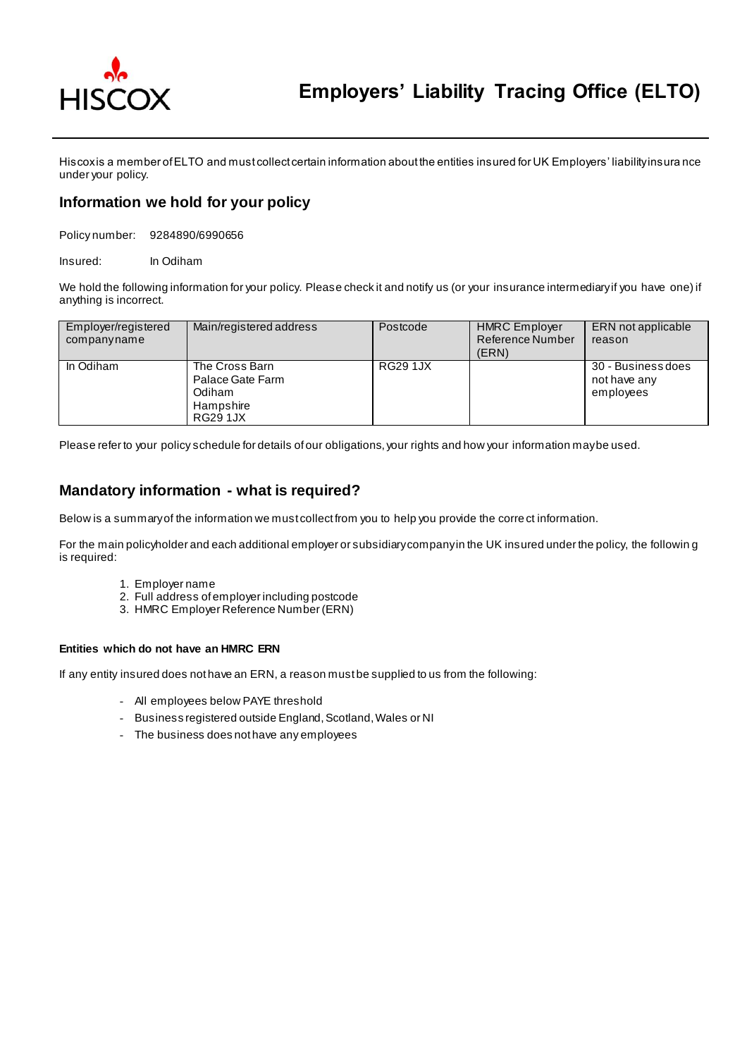HISCOX

# Employers' Liability Tracing Office (ELTO)

Hiscox is a member of ELTO and must collect certain information about the entities insured for UK Employers' liability insurance under your policy.

## Information we hold for your policy

Policy number: 9284890/6990656

Insured: In Odiham

We hold the following information for your policy. Please check it and notify us (or your insurance intermediary if you have one) if anything is incorrect.

| Employer/registered company name | Main/registered address | Postcode | HMRC Employer Reference Number (ERN) | ERN not applicable reason |
|---|---|---|---|---|
| In Odiham | The Cross Barn<br>Palace Gate Farm<br>Odiham<br>Hampshire<br>RG29 1JX | RG29 1JX | | 30 - Business does not have any employees |

Please refer to your policy schedule for details of our obligations, your rights and how your information may be used.

## Mandatory information - what is required?

Below is a summary of the information we must collect from you to help you provide the correct information.

For the main policyholder and each additional employer or subsidiary company in the UK insured under the policy, the following is required:

1. Employer name
2. Full address of employer including postcode
3. HMRC Employer Reference Number (ERN)

#### Entities which do not have an HMRC ERN

If any entity insured does not have an ERN, a reason must be supplied to us from the following:

- All employees below PAYE threshold
- Business registered outside England, Scotland, Wales or NI
- The business does not have any employees